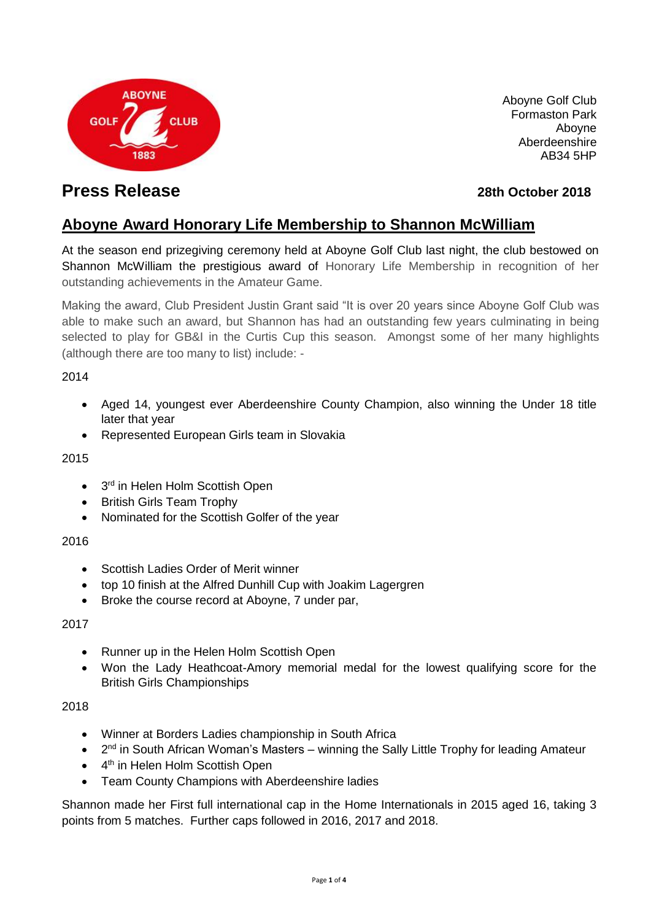Aboyne Golf Club
Formaston Park
Aboyne
Aberdeenshire
AB34 5HP

# Press Release

**28th October 2018**

## Aboyne Award Honorary Life Membership to Shannon McWilliam

At the season end prizegiving ceremony held at Aboyne Golf Club last night, the club bestowed on Shannon McWilliam the prestigious award of Honorary Life Membership in recognition of her outstanding achievements in the Amateur Game.

Making the award, Club President Justin Grant said "It is over 20 years since Aboyne Golf Club was able to make such an award, but Shannon has had an outstanding few years culminating in being selected to play for GB&I in the Curtis Cup this season. Amongst some of her many highlights (although there are too many to list) include: -

2014

- Aged 14, youngest ever Aberdeenshire County Champion, also winning the Under 18 title later that year
- Represented European Girls team in Slovakia

2015

- 3rd in Helen Holm Scottish Open
- British Girls Team Trophy
- Nominated for the Scottish Golfer of the year

2016

- Scottish Ladies Order of Merit winner
- top 10 finish at the Alfred Dunhill Cup with Joakim Lagergren
- Broke the course record at Aboyne, 7 under par,

2017

- Runner up in the Helen Holm Scottish Open
- Won the Lady Heathcoat-Amory memorial medal for the lowest qualifying score for the British Girls Championships

2018

- Winner at Borders Ladies championship in South Africa
- 2nd in South African Woman's Masters – winning the Sally Little Trophy for leading Amateur
- 4th in Helen Holm Scottish Open
- Team County Champions with Aberdeenshire ladies

Shannon made her First full international cap in the Home Internationals in 2015 aged 16, taking 3 points from 5 matches. Further caps followed in 2016, 2017 and 2018.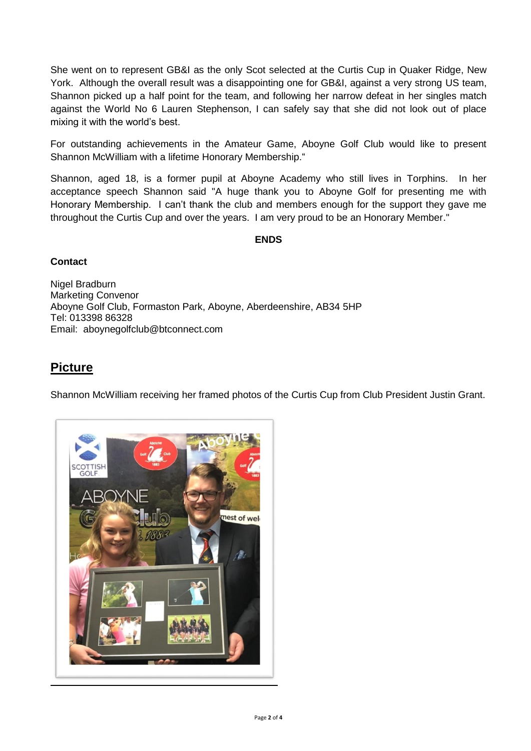She went on to represent GB&I as the only Scot selected at the Curtis Cup in Quaker Ridge, New York. Although the overall result was a disappointing one for GB&I, against a very strong US team, Shannon picked up a half point for the team, and following her narrow defeat in her singles match against the World No 6 Lauren Stephenson, I can safely say that she did not look out of place mixing it with the world's best.

For outstanding achievements in the Amateur Game, Aboyne Golf Club would like to present Shannon McWilliam with a lifetime Honorary Membership."

Shannon, aged 18, is a former pupil at Aboyne Academy who still lives in Torphins. In her acceptance speech Shannon said "A huge thank you to Aboyne Golf for presenting me with Honorary Membership. I can't thank the club and members enough for the support they gave me throughout the Curtis Cup and over the years. I am very proud to be an Honorary Member."

**ENDS**

**Contact**

Nigel Bradburn
Marketing Convenor
Aboyne Golf Club, Formaston Park, Aboyne, Aberdeenshire, AB34 5HP
Tel: 013398 86328
Email: aboynegolfclub@btconnect.com

## Picture

Shannon McWilliam receiving her framed photos of the Curtis Cup from Club President Justin Grant.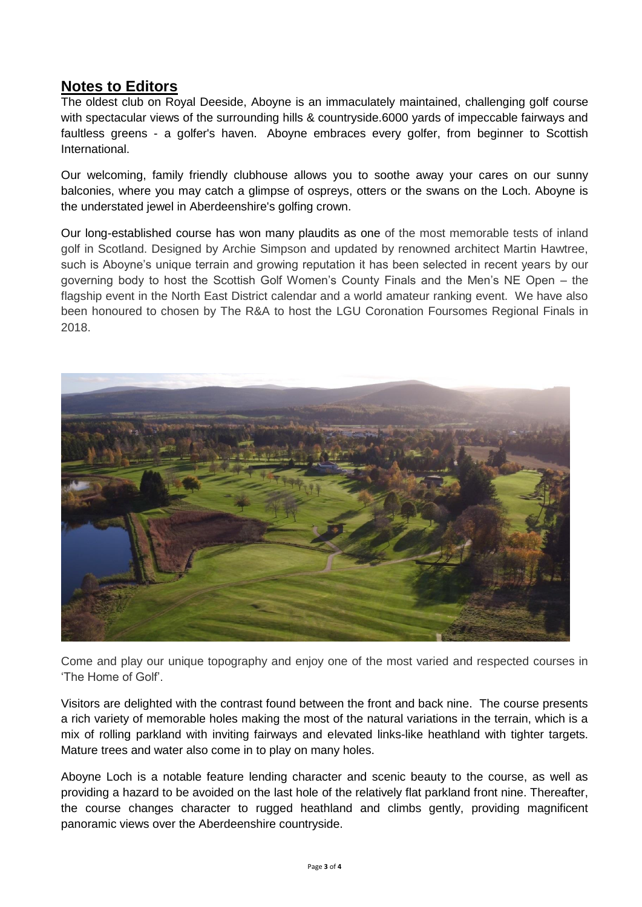## Notes to Editors

The oldest club on Royal Deeside, Aboyne is an immaculately maintained, challenging golf course with spectacular views of the surrounding hills & countryside.6000 yards of impeccable fairways and faultless greens - a golfer's haven. Aboyne embraces every golfer, from beginner to Scottish International.

Our welcoming, family friendly clubhouse allows you to soothe away your cares on our sunny balconies, where you may catch a glimpse of ospreys, otters or the swans on the Loch. Aboyne is the understated jewel in Aberdeenshire's golfing crown.

Our long-established course has won many plaudits as one of the most memorable tests of inland golf in Scotland. Designed by Archie Simpson and updated by renowned architect Martin Hawtree, such is Aboyne's unique terrain and growing reputation it has been selected in recent years by our governing body to host the Scottish Golf Women's County Finals and the Men's NE Open – the flagship event in the North East District calendar and a world amateur ranking event. We have also been honoured to chosen by The R&A to host the LGU Coronation Foursomes Regional Finals in 2018.

Come and play our unique topography and enjoy one of the most varied and respected courses in 'The Home of Golf'.

Visitors are delighted with the contrast found between the front and back nine. The course presents a rich variety of memorable holes making the most of the natural variations in the terrain, which is a mix of rolling parkland with inviting fairways and elevated links-like heathland with tighter targets. Mature trees and water also come in to play on many holes.

Aboyne Loch is a notable feature lending character and scenic beauty to the course, as well as providing a hazard to be avoided on the last hole of the relatively flat parkland front nine. Thereafter, the course changes character to rugged heathland and climbs gently, providing magnificent panoramic views over the Aberdeenshire countryside.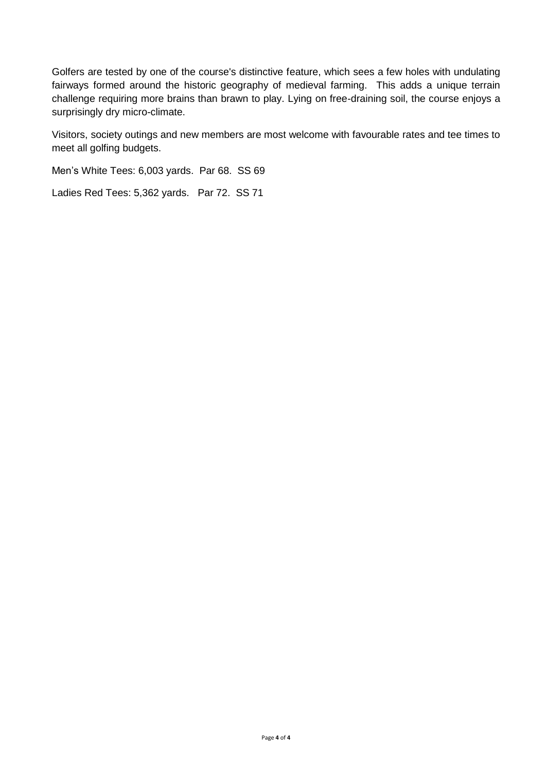Golfers are tested by one of the course's distinctive feature, which sees a few holes with undulating fairways formed around the historic geography of medieval farming. This adds a unique terrain challenge requiring more brains than brawn to play. Lying on free-draining soil, the course enjoys a surprisingly dry micro-climate.

Visitors, society outings and new members are most welcome with favourable rates and tee times to meet all golfing budgets.

Men's White Tees: 6,003 yards. Par 68. SS 69

Ladies Red Tees: 5,362 yards. Par 72. SS 71